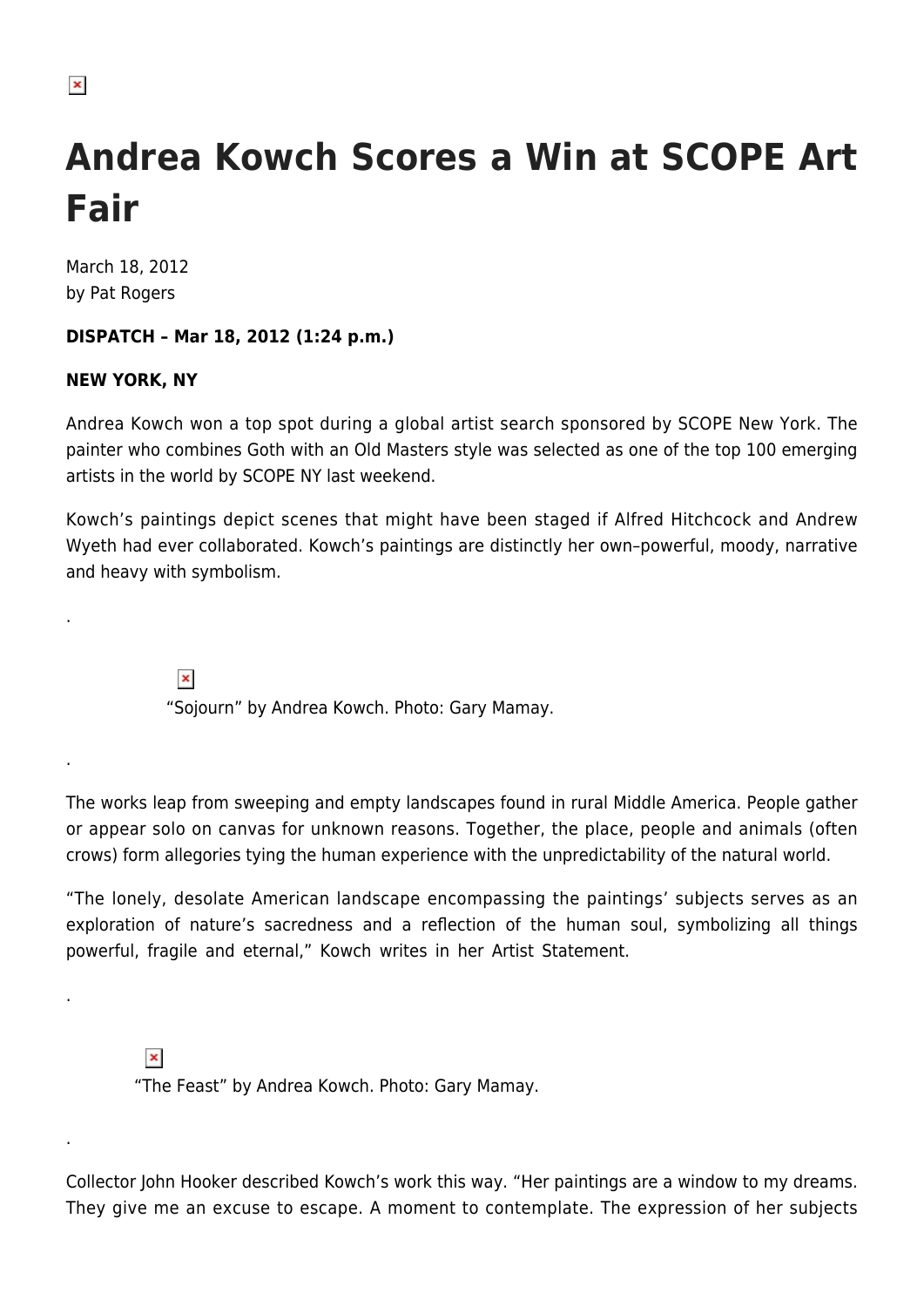# Andrea Kowch Scores a Win at SCOPE Art Fair

March 18, 2012
by Pat Rogers

**DISPATCH – Mar 18, 2012 (1:24 p.m.)**

**NEW YORK, NY**

Andrea Kowch won a top spot during a global artist search sponsored by SCOPE New York. The painter who combines Goth with an Old Masters style was selected as one of the top 100 emerging artists in the world by SCOPE NY last weekend.

Kowch's paintings depict scenes that might have been staged if Alfred Hitchcock and Andrew Wyeth had ever collaborated. Kowch's paintings are distinctly her own–powerful, moody, narrative and heavy with symbolism.

.

"Sojourn" by Andrea Kowch. Photo: Gary Mamay.

.

The works leap from sweeping and empty landscapes found in rural Middle America. People gather or appear solo on canvas for unknown reasons. Together, the place, people and animals (often crows) form allegories tying the human experience with the unpredictability of the natural world.

"The lonely, desolate American landscape encompassing the paintings' subjects serves as an exploration of nature's sacredness and a reflection of the human soul, symbolizing all things powerful, fragile and eternal," Kowch writes in her Artist Statement.

.

"The Feast" by Andrea Kowch. Photo: Gary Mamay.

.

Collector John Hooker described Kowch's work this way. "Her paintings are a window to my dreams. They give me an excuse to escape. A moment to contemplate. The expression of her subjects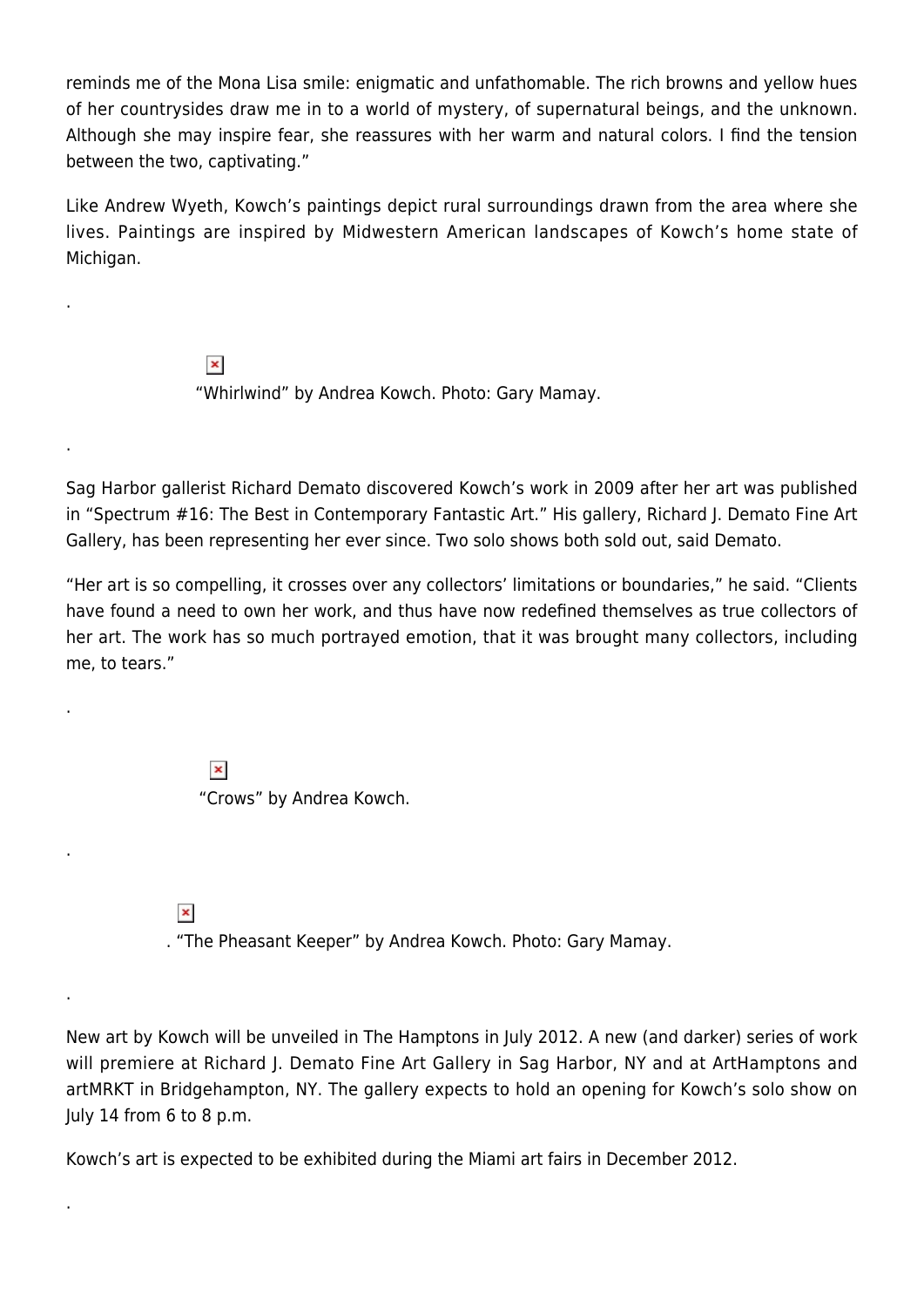reminds me of the Mona Lisa smile: enigmatic and unfathomable. The rich browns and yellow hues of her countrysides draw me in to a world of mystery, of supernatural beings, and the unknown. Although she may inspire fear, she reassures with her warm and natural colors. I find the tension between the two, captivating."

Like Andrew Wyeth, Kowch's paintings depict rural surroundings drawn from the area where she lives. Paintings are inspired by Midwestern American landscapes of Kowch's home state of Michigan.

.

"Whirlwind" by Andrea Kowch. Photo: Gary Mamay.

.

Sag Harbor gallerist Richard Demato discovered Kowch's work in 2009 after her art was published in "Spectrum #16: The Best in Contemporary Fantastic Art." His gallery, Richard J. Demato Fine Art Gallery, has been representing her ever since. Two solo shows both sold out, said Demato.

"Her art is so compelling, it crosses over any collectors' limitations or boundaries," he said. "Clients have found a need to own her work, and thus have now redefined themselves as true collectors of her art. The work has so much portrayed emotion, that it was brought many collectors, including me, to tears."

.

"Crows" by Andrea Kowch.

.

. "The Pheasant Keeper" by Andrea Kowch. Photo: Gary Mamay.

.

New art by Kowch will be unveiled in The Hamptons in July 2012. A new (and darker) series of work will premiere at Richard J. Demato Fine Art Gallery in Sag Harbor, NY and at ArtHamptons and artMRKT in Bridgehampton, NY. The gallery expects to hold an opening for Kowch's solo show on July 14 from 6 to 8 p.m.

Kowch's art is expected to be exhibited during the Miami art fairs in December 2012.

.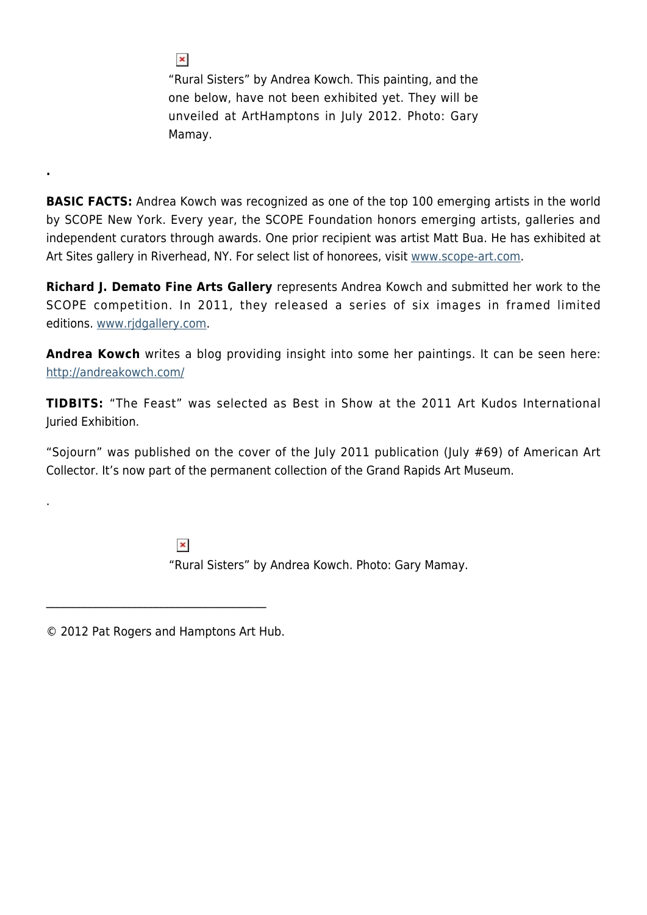"Rural Sisters" by Andrea Kowch. This painting, and the one below, have not been exhibited yet. They will be unveiled at ArtHamptons in July 2012. Photo: Gary Mamay.

**.**

**BASIC FACTS:** Andrea Kowch was recognized as one of the top 100 emerging artists in the world by SCOPE New York. Every year, the SCOPE Foundation honors emerging artists, galleries and independent curators through awards. One prior recipient was artist Matt Bua. He has exhibited at Art Sites gallery in Riverhead, NY. For select list of honorees, visit [www.scope-art.com](www.scope-art.com).

**Richard J. Demato Fine Arts Gallery** represents Andrea Kowch and submitted her work to the SCOPE competition. In 2011, they released a series of six images in framed limited editions. [www.rjdgallery.com](www.rjdgallery.com).

**Andrea Kowch** writes a blog providing insight into some her paintings. It can be seen here: [http://andreakowch.com/](http://andreakowch.com/)

**TIDBITS:** "The Feast" was selected as Best in Show at the 2011 Art Kudos International Juried Exhibition.

"Sojourn" was published on the cover of the July 2011 publication (July #69) of American Art Collector. It's now part of the permanent collection of the Grand Rapids Art Museum.

.

"Rural Sisters" by Andrea Kowch. Photo: Gary Mamay.

---

© 2012 Pat Rogers and Hamptons Art Hub.